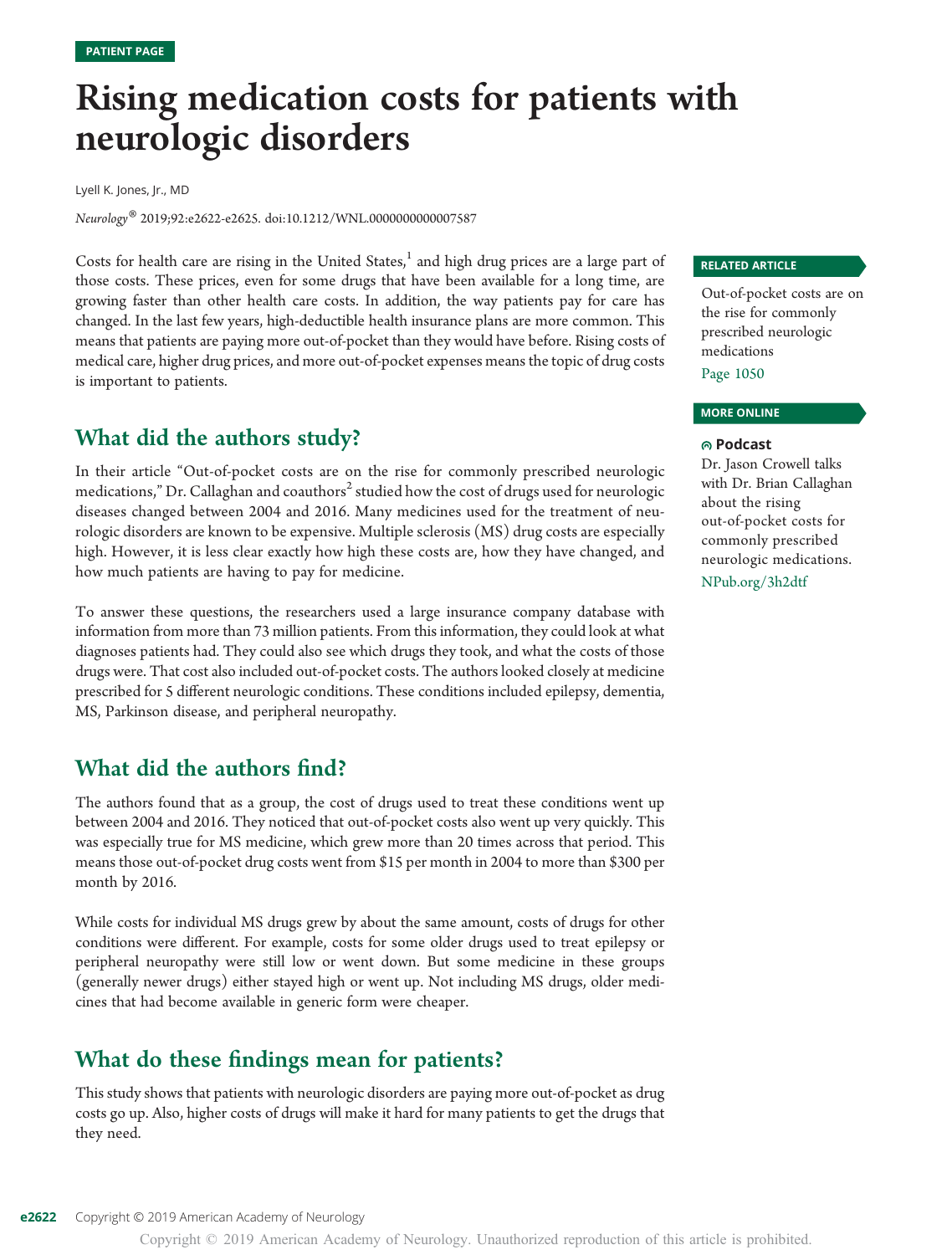PATIENT PAGE

# Rising medication costs for patients with neurologic disorders

Lyell K. Jones, Jr., MD

*Neurology*® 2019;92:e2622-e2625. doi:10.1212/WNL.0000000000007587

Costs for health care are rising in the United States,[1] and high drug prices are a large part of those costs. These prices, even for some drugs that have been available for a long time, are growing faster than other health care costs. In addition, the way patients pay for care has changed. In the last few years, high-deductible health insurance plans are more common. This means that patients are paying more out-of-pocket than they would have before. Rising costs of medical care, higher drug prices, and more out-of-pocket expenses means the topic of drug costs is important to patients.

**RELATED ARTICLE**

Out-of-pocket costs are on the rise for commonly prescribed neurologic medications

Page 1050

**MORE ONLINE**

**Podcast**

Dr. Jason Crowell talks with Dr. Brian Callaghan about the rising out-of-pocket costs for commonly prescribed neurologic medications.

NPub.org/3h2dtf

## What did the authors study?

In their article "Out-of-pocket costs are on the rise for commonly prescribed neurologic medications," Dr. Callaghan and coauthors[2] studied how the cost of drugs used for neurologic diseases changed between 2004 and 2016. Many medicines used for the treatment of neurologic disorders are known to be expensive. Multiple sclerosis (MS) drug costs are especially high. However, it is less clear exactly how high these costs are, how they have changed, and how much patients are having to pay for medicine.

To answer these questions, the researchers used a large insurance company database with information from more than 73 million patients. From this information, they could look at what diagnoses patients had. They could also see which drugs they took, and what the costs of those drugs were. That cost also included out-of-pocket costs. The authors looked closely at medicine prescribed for 5 different neurologic conditions. These conditions included epilepsy, dementia, MS, Parkinson disease, and peripheral neuropathy.

## What did the authors find?

The authors found that as a group, the cost of drugs used to treat these conditions went up between 2004 and 2016. They noticed that out-of-pocket costs also went up very quickly. This was especially true for MS medicine, which grew more than 20 times across that period. This means those out-of-pocket drug costs went from $15 per month in 2004 to more than $300 per month by 2016.

While costs for individual MS drugs grew by about the same amount, costs of drugs for other conditions were different. For example, costs for some older drugs used to treat epilepsy or peripheral neuropathy were still low or went down. But some medicine in these groups (generally newer drugs) either stayed high or went up. Not including MS drugs, older medicines that had become available in generic form were cheaper.

## What do these findings mean for patients?

This study shows that patients with neurologic disorders are paying more out-of-pocket as drug costs go up. Also, higher costs of drugs will make it hard for many patients to get the drugs that they need.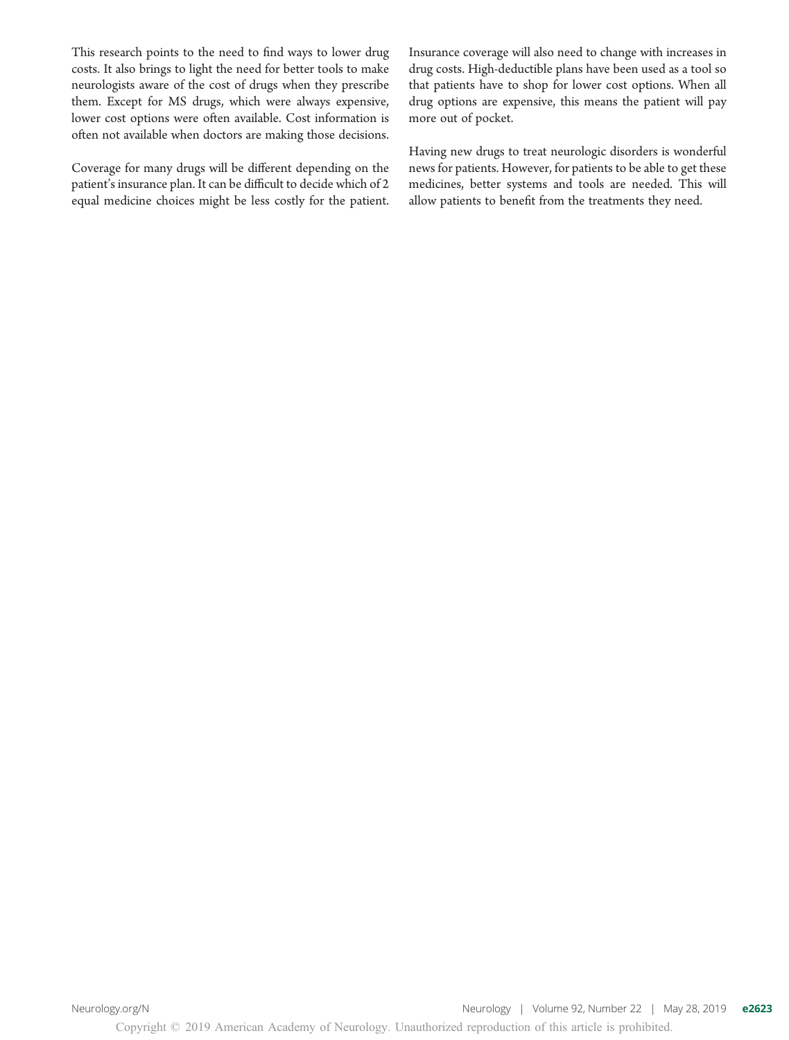This research points to the need to find ways to lower drug costs. It also brings to light the need for better tools to make neurologists aware of the cost of drugs when they prescribe them. Except for MS drugs, which were always expensive, lower cost options were often available. Cost information is often not available when doctors are making those decisions.

Coverage for many drugs will be different depending on the patient's insurance plan. It can be difficult to decide which of 2 equal medicine choices might be less costly for the patient. Insurance coverage will also need to change with increases in drug costs. High-deductible plans have been used as a tool so that patients have to shop for lower cost options. When all drug options are expensive, this means the patient will pay more out of pocket.

Having new drugs to treat neurologic disorders is wonderful news for patients. However, for patients to be able to get these medicines, better systems and tools are needed. This will allow patients to benefit from the treatments they need.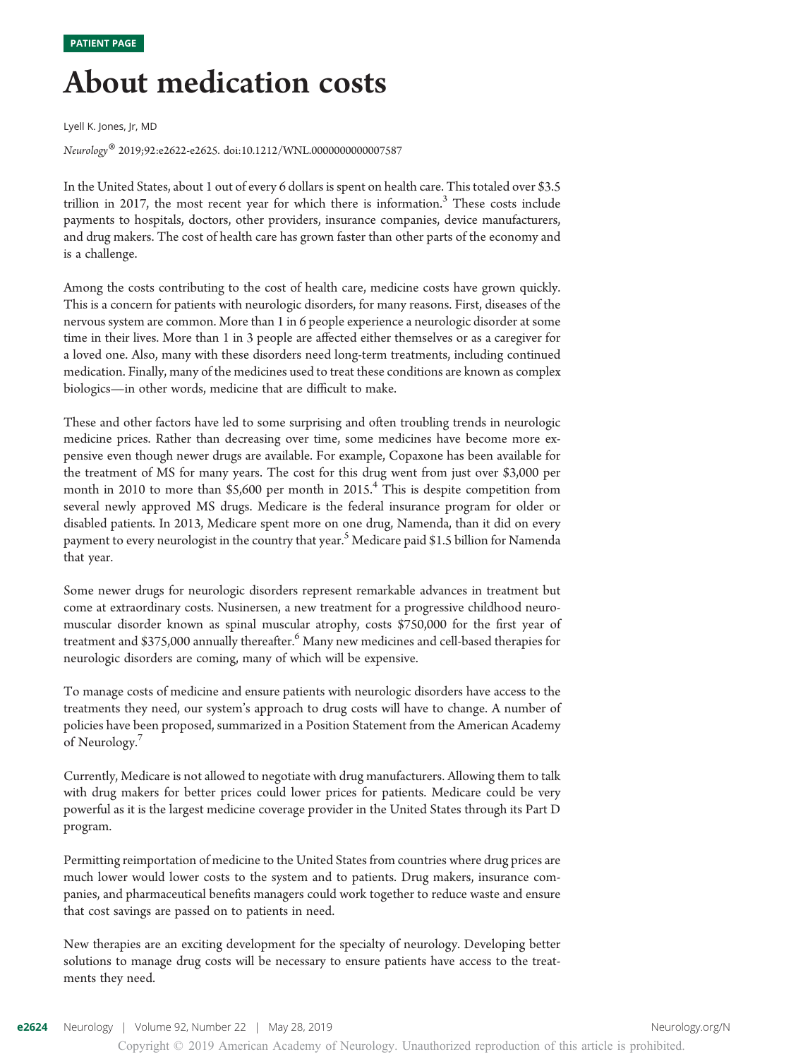PATIENT PAGE

# About medication costs

Lyell K. Jones, Jr, MD

*Neurology*® 2019;92:e2622-e2625. doi:10.1212/WNL.0000000000007587

In the United States, about 1 out of every 6 dollars is spent on health care. This totaled over $3.5 trillion in 2017, the most recent year for which there is information.[3] These costs include payments to hospitals, doctors, other providers, insurance companies, device manufacturers, and drug makers. The cost of health care has grown faster than other parts of the economy and is a challenge.

Among the costs contributing to the cost of health care, medicine costs have grown quickly. This is a concern for patients with neurologic disorders, for many reasons. First, diseases of the nervous system are common. More than 1 in 6 people experience a neurologic disorder at some time in their lives. More than 1 in 3 people are affected either themselves or as a caregiver for a loved one. Also, many with these disorders need long-term treatments, including continued medication. Finally, many of the medicines used to treat these conditions are known as complex biologics—in other words, medicine that are difficult to make.

These and other factors have led to some surprising and often troubling trends in neurologic medicine prices. Rather than decreasing over time, some medicines have become more expensive even though newer drugs are available. For example, Copaxone has been available for the treatment of MS for many years. The cost for this drug went from just over $3,000 per month in 2010 to more than $5,600 per month in 2015.[4] This is despite competition from several newly approved MS drugs. Medicare is the federal insurance program for older or disabled patients. In 2013, Medicare spent more on one drug, Namenda, than it did on every payment to every neurologist in the country that year.[5] Medicare paid $1.5 billion for Namenda that year.

Some newer drugs for neurologic disorders represent remarkable advances in treatment but come at extraordinary costs. Nusinersen, a new treatment for a progressive childhood neuromuscular disorder known as spinal muscular atrophy, costs $750,000 for the first year of treatment and $375,000 annually thereafter.[6] Many new medicines and cell-based therapies for neurologic disorders are coming, many of which will be expensive.

To manage costs of medicine and ensure patients with neurologic disorders have access to the treatments they need, our system's approach to drug costs will have to change. A number of policies have been proposed, summarized in a Position Statement from the American Academy of Neurology.[7]

Currently, Medicare is not allowed to negotiate with drug manufacturers. Allowing them to talk with drug makers for better prices could lower prices for patients. Medicare could be very powerful as it is the largest medicine coverage provider in the United States through its Part D program.

Permitting reimportation of medicine to the United States from countries where drug prices are much lower would lower costs to the system and to patients. Drug makers, insurance companies, and pharmaceutical benefits managers could work together to reduce waste and ensure that cost savings are passed on to patients in need.

New therapies are an exciting development for the specialty of neurology. Developing better solutions to manage drug costs will be necessary to ensure patients have access to the treatments they need.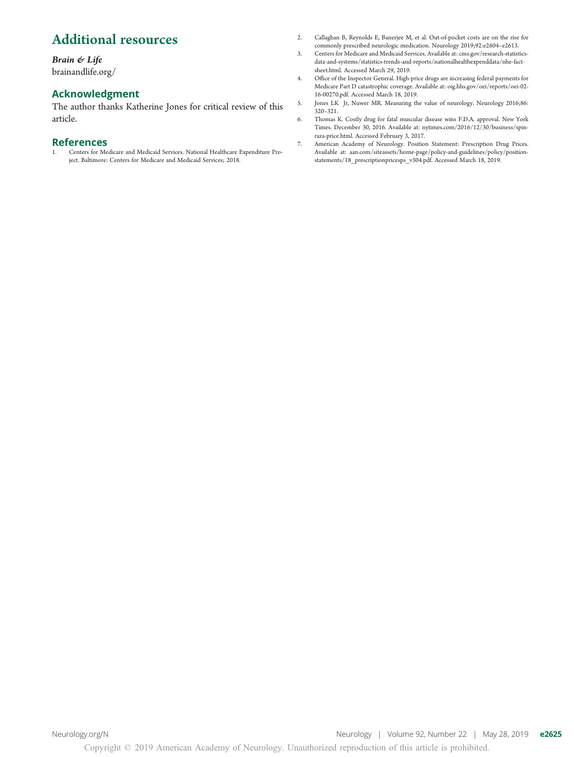## Additional resources

***Brain & Life***
brainandlife.org/

### Acknowledgment

The author thanks Katherine Jones for critical review of this article.

### References

1. Centers for Medicare and Medicaid Services. National Healthcare Expenditure Project. Baltimore: Centers for Medicare and Medicaid Services; 2018.
2. Callaghan B, Reynolds E, Banerjee M, et al. Out-of-pocket costs are on the rise for commonly prescribed neurologic medication. Neurology 2019;92:e2604–e2613.
3. Centers for Medicare and Medicaid Services. Available at: cms.gov/research-statistics-data-and-systems/statistics-trends-and-reports/nationalhealthexpenddata/nhe-fact-sheet.html. Accessed March 29, 2019.
4. Office of the Inspector General. High-price drugs are increasing federal payments for Medicare Part D catastrophic coverage. Available at: oig.hhs.gov/oei/reports/oei-02-16-00270.pdf. Accessed March 18, 2019.
5. Jones LK Jr, Nuwer MR. Measuring the value of neurology. Neurology 2016;86:320–321.
6. Thomas K. Costly drug for fatal muscular disease wins F.D.A. approval. New York Times. December 30, 2016. Available at: nytimes.com/2016/12/30/business/spinraza-price.html. Accessed February 3, 2017.
7. American Academy of Neurology. Position Statement: Prescription Drug Prices. Available at: aan.com/siteassets/home-page/policy-and-guidelines/policy/position-statements/18_prescriptionpricesps_v304.pdf. Accessed March 18, 2019.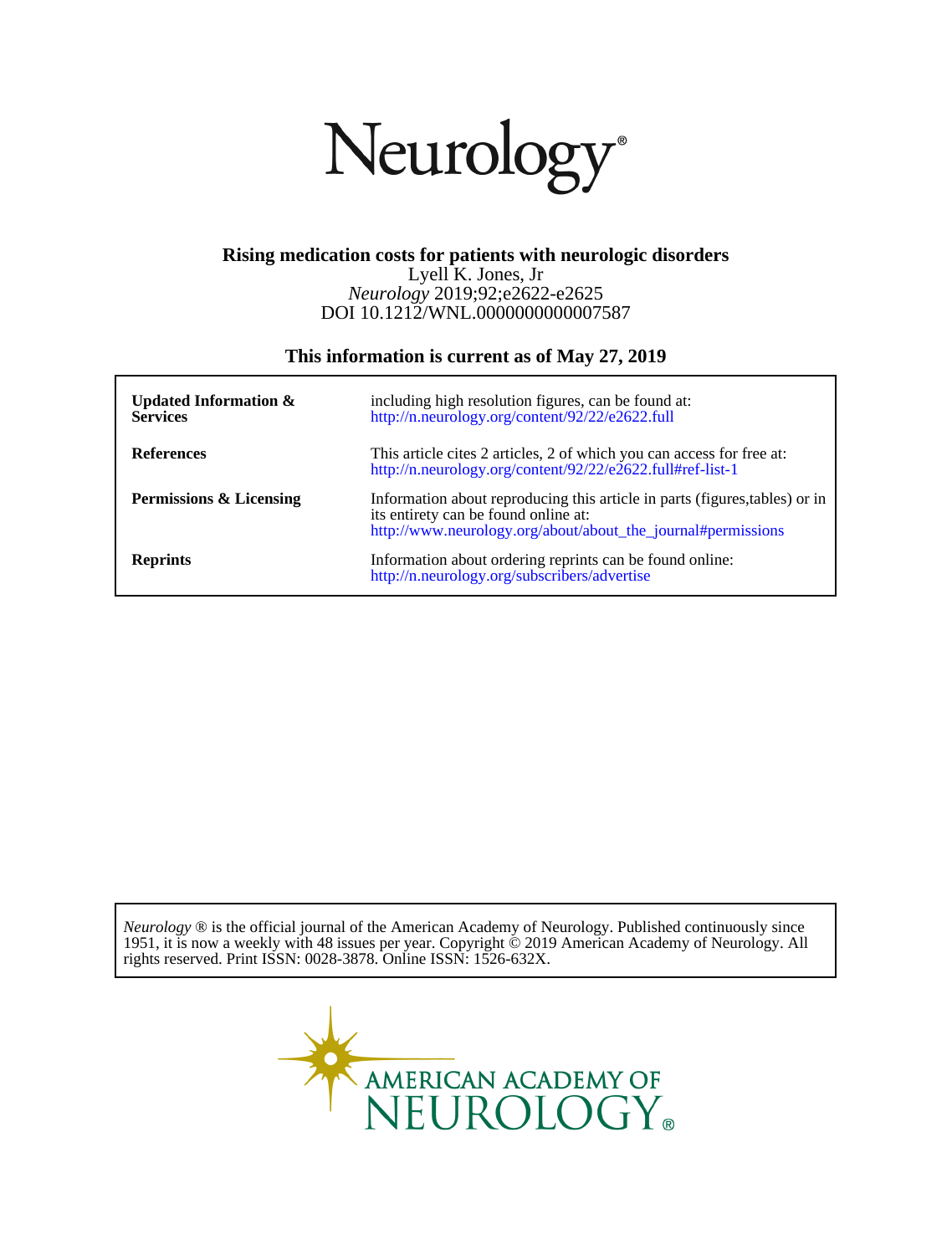# Neurology®

**Rising medication costs for patients with neurologic disorders**
Lyell K. Jones, Jr
*Neurology* 2019;92;e2622-e2625
DOI 10.1212/WNL.0000000000007587

**This information is current as of May 27, 2019**

| | |
|---|---|
| **Updated Information & Services** | including high resolution figures, can be found at: http://n.neurology.org/content/92/22/e2622.full |
| **References** | This article cites 2 articles, 2 of which you can access for free at: http://n.neurology.org/content/92/22/e2622.full#ref-list-1 |
| **Permissions & Licensing** | Information about reproducing this article in parts (figures,tables) or in its entirety can be found online at: http://www.neurology.org/about/about_the_journal#permissions |
| **Reprints** | Information about ordering reprints can be found online: http://n.neurology.org/subscribers/advertise |

*Neurology* ® is the official journal of the American Academy of Neurology. Published continuously since 1951, it is now a weekly with 48 issues per year. Copyright © 2019 American Academy of Neurology. All rights reserved. Print ISSN: 0028-3878. Online ISSN: 1526-632X.

AMERICAN ACADEMY OF NEUROLOGY®